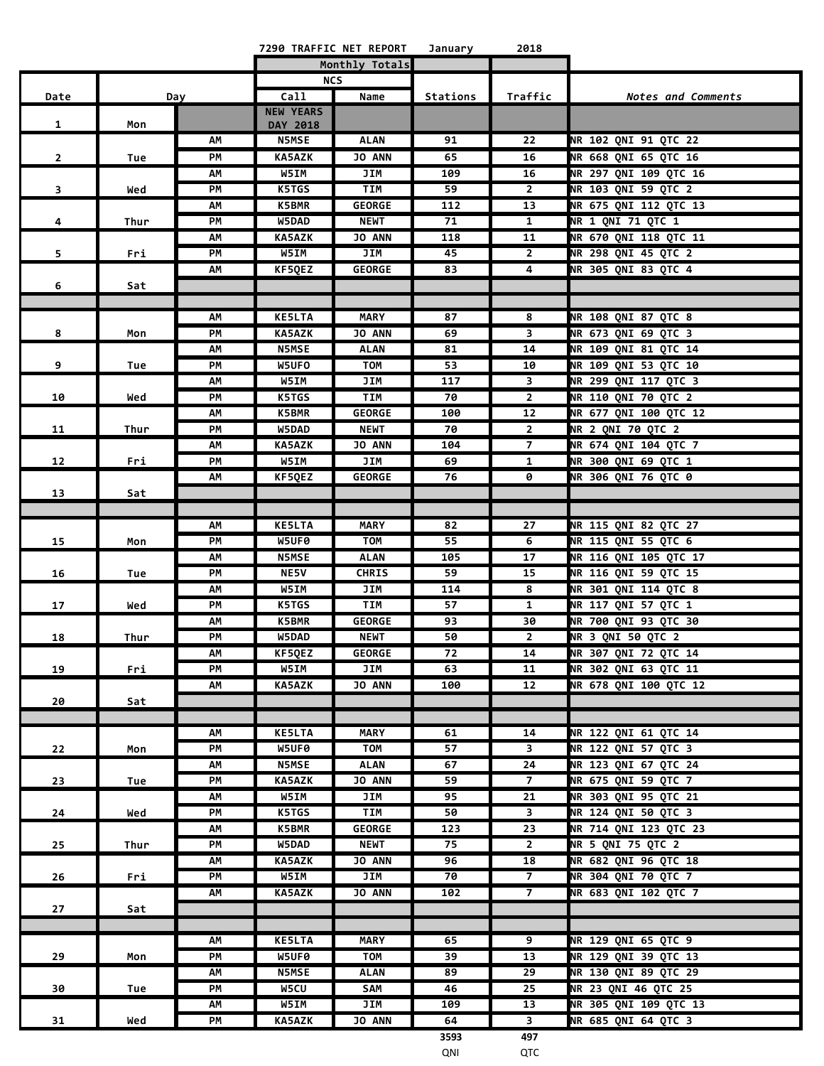7290 TRAFFIC NET REPORT January 2018

| Date | Day | | NCS Call | NCS Name | Stations | Traffic | *Notes and Comments* |
|---|---|---|---|---|---|---|---|
| | | | Monthly Totals | | | | |
| 1 | Mon | | NEW YEARS DAY 2018 | | | | |
| 2 | Tue | AM | N5MSE | ALAN | 91 | 22 | NR 102 QNI 91 QTC 22 |
| | | PM | KA5AZK | JO ANN | 65 | 16 | NR 668 QNI 65 QTC 16 |
| 3 | Wed | AM | W5IM | JIM | 109 | 16 | NR 297 QNI 109 QTC 16 |
| | | PM | K5TGS | TIM | 59 | 2 | NR 103 QNI 59 QTC 2 |
| 4 | Thur | AM | K5BMR | GEORGE | 112 | 13 | NR 675 QNI 112 QTC 13 |
| | | PM | W5DAD | NEWT | 71 | 1 | NR 1 QNI 71 QTC 1 |
| 5 | Fri | AM | KA5AZK | JO ANN | 118 | 11 | NR 670 QNI 118 QTC 11 |
| | | PM | W5IM | JIM | 45 | 2 | NR 298 QNI 45 QTC 2 |
| 6 | Sat | AM | KF5QEZ | GEORGE | 83 | 4 | NR 305 QNI 83 QTC 4 |
| 8 | Mon | AM | KE5LTA | MARY | 87 | 8 | NR 108 QNI 87 QTC 8 |
| | | PM | KA5AZK | JO ANN | 69 | 3 | NR 673 QNI 69 QTC 3 |
| 9 | Tue | AM | N5MSE | ALAN | 81 | 14 | NR 109 QNI 81 QTC 14 |
| | | PM | W5UFO | TOM | 53 | 10 | NR 109 QNI 53 QTC 10 |
| 10 | Wed | AM | W5IM | JIM | 117 | 3 | NR 299 QNI 117 QTC 3 |
| | | PM | K5TGS | TIM | 70 | 2 | NR 110 QNI 70 QTC 2 |
| 11 | Thur | AM | K5BMR | GEORGE | 100 | 12 | NR 677 QNI 100 QTC 12 |
| | | PM | W5DAD | NEWT | 70 | 2 | NR 2 QNI 70 QTC 2 |
| 12 | Fri | AM | KA5AZK | JO ANN | 104 | 7 | NR 674 QNI 104 QTC 7 |
| | | PM | W5IM | JIM | 69 | 1 | NR 300 QNI 69 QTC 1 |
| 13 | Sat | AM | KF5QEZ | GEORGE | 76 | 0 | NR 306 QNI 76 QTC 0 |
| 15 | Mon | AM | KE5LTA | MARY | 82 | 27 | NR 115 QNI 82 QTC 27 |
| | | PM | W5UF0 | TOM | 55 | 6 | NR 115 QNI 55 QTC 6 |
| 16 | Tue | AM | N5MSE | ALAN | 105 | 17 | NR 116 QNI 105 QTC 17 |
| | | PM | NE5V | CHRIS | 59 | 15 | NR 116 QNI 59 QTC 15 |
| 17 | Wed | AM | W5IM | JIM | 114 | 8 | NR 301 QNI 114 QTC 8 |
| | | PM | K5TGS | TIM | 57 | 1 | NR 117 QNI 57 QTC 1 |
| 18 | Thur | AM | K5BMR | GEORGE | 93 | 30 | NR 700 QNI 93 QTC 30 |
| | | PM | W5DAD | NEWT | 50 | 2 | NR 3 QNI 50 QTC 2 |
| 19 | Fri | AM | KF5QEZ | GEORGE | 72 | 14 | NR 307 QNI 72 QTC 14 |
| | | PM | W5IM | JIM | 63 | 11 | NR 302 QNI 63 QTC 11 |
| 20 | Sat | AM | KA5AZK | JO ANN | 100 | 12 | NR 678 QNI 100 QTC 12 |
| 22 | Mon | AM | KE5LTA | MARY | 61 | 14 | NR 122 QNI 61 QTC 14 |
| | | PM | W5UF0 | TOM | 57 | 3 | NR 122 QNI 57 QTC 3 |
| 23 | Tue | AM | N5MSE | ALAN | 67 | 24 | NR 123 QNI 67 QTC 24 |
| | | PM | KA5AZK | JO ANN | 59 | 7 | NR 675 QNI 59 QTC 7 |
| 24 | Wed | AM | W5IM | JIM | 95 | 21 | NR 303 QNI 95 QTC 21 |
| | | PM | K5TGS | TIM | 50 | 3 | NR 124 QNI 50 QTC 3 |
| 25 | Thur | AM | K5BMR | GEORGE | 123 | 23 | NR 714 QNI 123 QTC 23 |
| | | PM | W5DAD | NEWT | 75 | 2 | NR 5 QNI 75 QTC 2 |
| 26 | Fri | AM | KA5AZK | JO ANN | 96 | 18 | NR 682 QNI 96 QTC 18 |
| | | PM | W5IM | JIM | 70 | 7 | NR 304 QNI 70 QTC 7 |
| 27 | Sat | AM | KA5AZK | JO ANN | 102 | 7 | NR 683 QNI 102 QTC 7 |
| 29 | Mon | AM | KE5LTA | MARY | 65 | 9 | NR 129 QNI 65 QTC 9 |
| | | PM | W5UF0 | TOM | 39 | 13 | NR 129 QNI 39 QTC 13 |
| 30 | Tue | AM | N5MSE | ALAN | 89 | 29 | NR 130 QNI 89 QTC 29 |
| | | PM | W5CU | SAM | 46 | 25 | NR 23 QNI 46 QTC 25 |
| 31 | Wed | AM | W5IM | JIM | 109 | 13 | NR 305 QNI 109 QTC 13 |
| | | PM | KA5AZK | JO ANN | 64 | 3 | NR 685 QNI 64 QTC 3 |
| | | | | | 3593 QNI | 497 QTC | |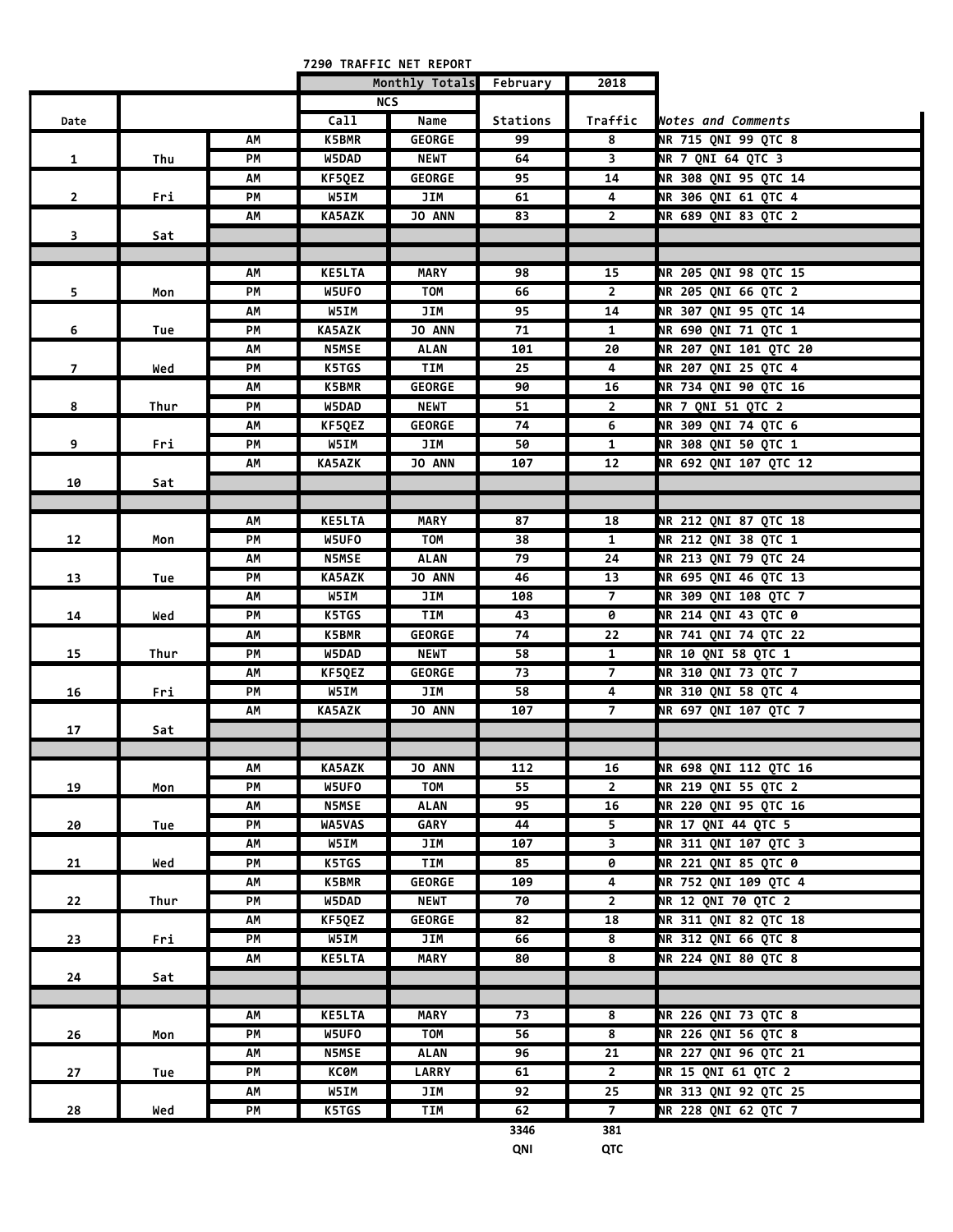# 7290 TRAFFIC NET REPORT

| Date | | | NCS Call | NCS Name | Stations | Traffic | Notes and Comments |
|---|---|---|---|---|---|---|---|
| | | | Monthly Totals | | February | 2018 | |
| 1 | Thu | AM | K5BMR | GEORGE | 99 | 8 | NR 715 QNI 99 QTC 8 |
| | | PM | W5DAD | NEWT | 64 | 3 | NR 7 QNI 64 QTC 3 |
| 2 | Fri | AM | KF5QEZ | GEORGE | 95 | 14 | NR 308 QNI 95 QTC 14 |
| | | PM | W5IM | JIM | 61 | 4 | NR 306 QNI 61 QTC 4 |
| 3 | Sat | AM | KA5AZK | JO ANN | 83 | 2 | NR 689 QNI 83 QTC 2 |
| | | | | | | | |
| 5 | Mon | AM | KE5LTA | MARY | 98 | 15 | NR 205 QNI 98 QTC 15 |
| | | PM | W5UFO | TOM | 66 | 2 | NR 205 QNI 66 QTC 2 |
| 6 | Tue | AM | W5IM | JIM | 95 | 14 | NR 307 QNI 95 QTC 14 |
| | | PM | KA5AZK | JO ANN | 71 | 1 | NR 690 QNI 71 QTC 1 |
| 7 | Wed | AM | N5MSE | ALAN | 101 | 20 | NR 207 QNI 101 QTC 20 |
| | | PM | K5TGS | TIM | 25 | 4 | NR 207 QNI 25 QTC 4 |
| 8 | Thur | AM | K5BMR | GEORGE | 90 | 16 | NR 734 QNI 90 QTC 16 |
| | | PM | W5DAD | NEWT | 51 | 2 | NR 7 QNI 51 QTC 2 |
| 9 | Fri | AM | KF5QEZ | GEORGE | 74 | 6 | NR 309 QNI 74 QTC 6 |
| | | PM | W5IM | JIM | 50 | 1 | NR 308 QNI 50 QTC 1 |
| 10 | Sat | AM | KA5AZK | JO ANN | 107 | 12 | NR 692 QNI 107 QTC 12 |
| | | | | | | | |
| 12 | Mon | AM | KE5LTA | MARY | 87 | 18 | NR 212 QNI 87 QTC 18 |
| | | PM | W5UFO | TOM | 38 | 1 | NR 212 QNI 38 QTC 1 |
| 13 | Tue | AM | N5MSE | ALAN | 79 | 24 | NR 213 QNI 79 QTC 24 |
| | | PM | KA5AZK | JO ANN | 46 | 13 | NR 695 QNI 46 QTC 13 |
| 14 | Wed | AM | W5IM | JIM | 108 | 7 | NR 309 QNI 108 QTC 7 |
| | | PM | K5TGS | TIM | 43 | 0 | NR 214 QNI 43 QTC 0 |
| 15 | Thur | AM | K5BMR | GEORGE | 74 | 22 | NR 741 QNI 74 QTC 22 |
| | | PM | W5DAD | NEWT | 58 | 1 | NR 10 QNI 58 QTC 1 |
| 16 | Fri | AM | KF5QEZ | GEORGE | 73 | 7 | NR 310 QNI 73 QTC 7 |
| | | PM | W5IM | JIM | 58 | 4 | NR 310 QNI 58 QTC 4 |
| 17 | Sat | AM | KA5AZK | JO ANN | 107 | 7 | NR 697 QNI 107 QTC 7 |
| | | | | | | | |
| 19 | Mon | AM | KA5AZK | JO ANN | 112 | 16 | NR 698 QNI 112 QTC 16 |
| | | PM | W5UFO | TOM | 55 | 2 | NR 219 QNI 55 QTC 2 |
| 20 | Tue | AM | N5MSE | ALAN | 95 | 16 | NR 220 QNI 95 QTC 16 |
| | | PM | WA5VAS | GARY | 44 | 5 | NR 17 QNI 44 QTC 5 |
| 21 | Wed | AM | W5IM | JIM | 107 | 3 | NR 311 QNI 107 QTC 3 |
| | | PM | K5TGS | TIM | 85 | 0 | NR 221 QNI 85 QTC 0 |
| 22 | Thur | AM | K5BMR | GEORGE | 109 | 4 | NR 752 QNI 109 QTC 4 |
| | | PM | W5DAD | NEWT | 70 | 2 | NR 12 QNI 70 QTC 2 |
| 23 | Fri | AM | KF5QEZ | GEORGE | 82 | 18 | NR 311 QNI 82 QTC 18 |
| | | PM | W5IM | JIM | 66 | 8 | NR 312 QNI 66 QTC 8 |
| 24 | Sat | AM | KE5LTA | MARY | 80 | 8 | NR 224 QNI 80 QTC 8 |
| | | | | | | | |
| 26 | Mon | AM | KE5LTA | MARY | 73 | 8 | NR 226 QNI 73 QTC 8 |
| | | PM | W5UFO | TOM | 56 | 8 | NR 226 QNI 56 QTC 8 |
| 27 | Tue | AM | N5MSE | ALAN | 96 | 21 | NR 227 QNI 96 QTC 21 |
| | | PM | KC0M | LARRY | 61 | 2 | NR 15 QNI 61 QTC 2 |
| 28 | Wed | AM | W5IM | JIM | 92 | 25 | NR 313 QNI 92 QTC 25 |
| | | PM | K5TGS | TIM | 62 | 7 | NR 228 QNI 62 QTC 7 |
| | | | | | 3346 | 381 | |
| | | | | | QNI | QTC | |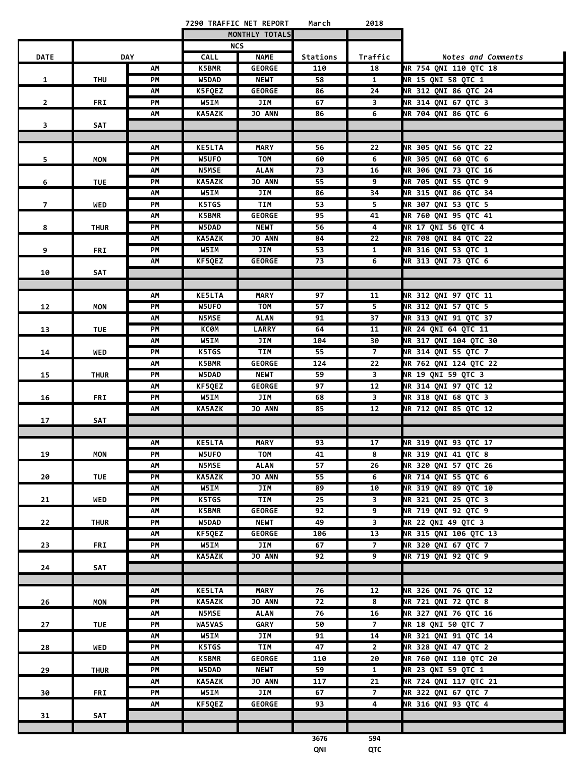# 7290 TRAFFIC NET REPORT March 2018

| DATE | DAY | | NCS CALL | NCS NAME | Stations | Traffic | Notes and Comments |
|---|---|---|---|---|---|---|---|
| | | | | MONTHLY TOTALS | | | |
| 1 | THU | AM | K5BMR | GEORGE | 110 | 18 | NR 754 QNI 110 QTC 18 |
| | | PM | W5DAD | NEWT | 58 | 1 | NR 15 QNI 58 QTC 1 |
| 2 | FRI | AM | K5FQEZ | GEORGE | 86 | 24 | NR 312 QNI 86 QTC 24 |
| | | PM | W5IM | JIM | 67 | 3 | NR 314 QNI 67 QTC 3 |
| 3 | SAT | AM | KA5AZK | JO ANN | 86 | 6 | NR 704 QNI 86 QTC 6 |
| | | | | | | | |
| 5 | MON | AM | KE5LTA | MARY | 56 | 22 | NR 305 QNI 56 QTC 22 |
| | | PM | W5UFO | TOM | 60 | 6 | NR 305 QNI 60 QTC 6 |
| 6 | TUE | AM | N5MSE | ALAN | 73 | 16 | NR 306 QNI 73 QTC 16 |
| | | PM | KA5AZK | JO ANN | 55 | 9 | NR 705 QNI 55 QTC 9 |
| 7 | WED | AM | W5IM | JIM | 86 | 34 | NR 315 QNI 86 QTC 34 |
| | | PM | K5TGS | TIM | 53 | 5 | NR 307 QNI 53 QTC 5 |
| 8 | THUR | AM | K5BMR | GEORGE | 95 | 41 | NR 760 QNI 95 QTC 41 |
| | | PM | W5DAD | NEWT | 56 | 4 | NR 17 QNI 56 QTC 4 |
| 9 | FRI | AM | KA5AZK | JO ANN | 84 | 22 | NR 708 QNI 84 QTC 22 |
| | | PM | W5IM | JIM | 53 | 1 | NR 316 QNI 53 QTC 1 |
| 10 | SAT | AM | KF5QEZ | GEORGE | 73 | 6 | NR 313 QNI 73 QTC 6 |
| | | | | | | | |
| 12 | MON | AM | KE5LTA | MARY | 97 | 11 | NR 312 QNI 97 QTC 11 |
| | | PM | W5UFO | TOM | 57 | 5 | NR 312 QNI 57 QTC 5 |
| 13 | TUE | AM | N5MSE | ALAN | 91 | 37 | NR 313 QNI 91 QTC 37 |
| | | PM | KC0M | LARRY | 64 | 11 | NR 24 QNI 64 QTC 11 |
| 14 | WED | AM | W5IM | JIM | 104 | 30 | NR 317 QNI 104 QTC 30 |
| | | PM | K5TGS | TIM | 55 | 7 | NR 314 QNI 55 QTC 7 |
| 15 | THUR | AM | K5BMR | GEORGE | 124 | 22 | NR 762 QNI 124 QTC 22 |
| | | PM | W5DAD | NEWT | 59 | 3 | NR 19 QNI 59 QTC 3 |
| 16 | FRI | AM | KF5QEZ | GEORGE | 97 | 12 | NR 314 QNI 97 QTC 12 |
| | | PM | W5IM | JIM | 68 | 3 | NR 318 QNI 68 QTC 3 |
| 17 | SAT | AM | KA5AZK | JO ANN | 85 | 12 | NR 712 QNI 85 QTC 12 |
| | | | | | | | |
| 19 | MON | AM | KE5LTA | MARY | 93 | 17 | NR 319 QNI 93 QTC 17 |
| | | PM | W5UFO | TOM | 41 | 8 | NR 319 QNI 41 QTC 8 |
| 20 | TUE | AM | N5MSE | ALAN | 57 | 26 | NR 320 QNI 57 QTC 26 |
| | | PM | KA5AZK | JO ANN | 55 | 6 | NR 714 QNI 55 QTC 6 |
| 21 | WED | AM | W5IM | JIM | 89 | 10 | NR 319 QNI 89 QTC 10 |
| | | PM | K5TGS | TIM | 25 | 3 | NR 321 QNI 25 QTC 3 |
| 22 | THUR | AM | K5BMR | GEORGE | 92 | 9 | NR 719 QNI 92 QTC 9 |
| | | PM | W5DAD | NEWT | 49 | 3 | NR 22 QNI 49 QTC 3 |
| 23 | FRI | AM | KF5QEZ | GEORGE | 106 | 13 | NR 315 QNI 106 QTC 13 |
| | | PM | W5IM | JIM | 67 | 7 | NR 320 QNI 67 QTC 7 |
| 24 | SAT | AM | KA5AZK | JO ANN | 92 | 9 | NR 719 QNI 92 QTC 9 |
| | | | | | | | |
| 26 | MON | AM | KE5LTA | MARY | 76 | 12 | NR 326 QNI 76 QTC 12 |
| | | PM | KA5AZK | JO ANN | 72 | 8 | NR 721 QNI 72 QTC 8 |
| 27 | TUE | AM | N5MSE | ALAN | 76 | 16 | NR 327 QNI 76 QTC 16 |
| | | PM | WA5VAS | GARY | 50 | 7 | NR 18 QNI 50 QTC 7 |
| 28 | WED | AM | W5IM | JIM | 91 | 14 | NR 321 QNI 91 QTC 14 |
| | | PM | K5TGS | TIM | 47 | 2 | NR 328 QNI 47 QTC 2 |
| 29 | THUR | AM | K5BMR | GEORGE | 110 | 20 | NR 760 QNI 110 QTC 20 |
| | | PM | W5DAD | NEWT | 59 | 1 | NR 23 QNI 59 QTC 1 |
| 30 | FRI | AM | KA5AZK | JO ANN | 117 | 21 | NR 724 QNI 117 QTC 21 |
| | | PM | W5IM | JIM | 67 | 7 | NR 322 QNI 67 QTC 7 |
| 31 | SAT | AM | KF5QEZ | GEORGE | 93 | 4 | NR 316 QNI 93 QTC 4 |
| | | | | | | | |
| | | | | | 3676 QNI | 594 QTC | |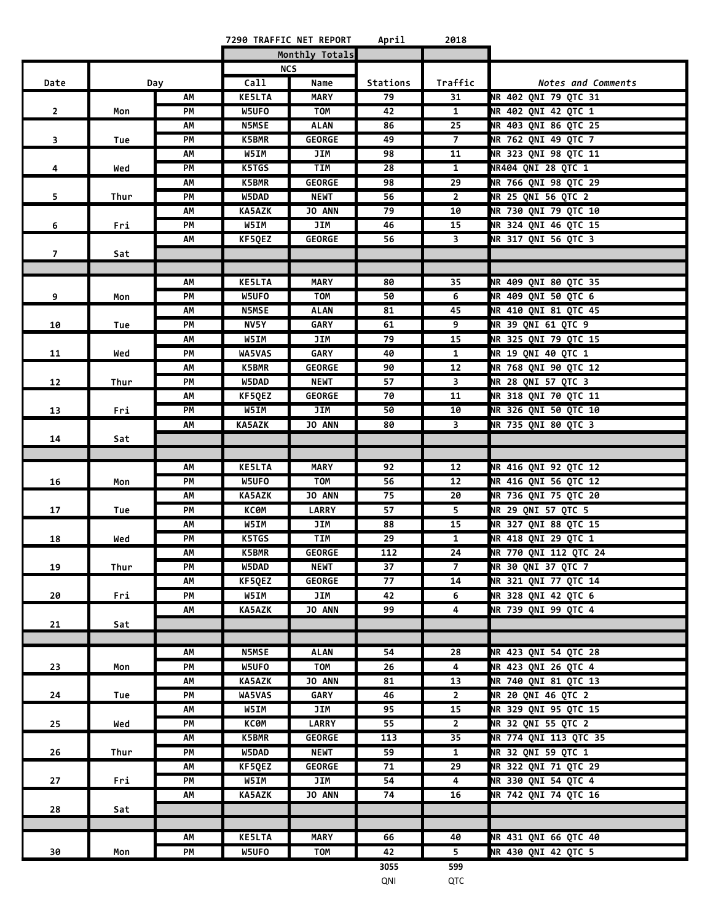**7290 TRAFFIC NET REPORT April 2018**

| Date | Day | | NCS Call | NCS Name | Stations | Traffic | Notes and Comments |
|---|---|---|---|---|---|---|---|
| | | | | Monthly Totals | | | |
| 2 | Mon | AM | KE5LTA | MARY | 79 | 31 | NR 402 QNI 79 QTC 31 |
| | | PM | W5UFO | TOM | 42 | 1 | NR 402 QNI 42 QTC 1 |
| 3 | Tue | AM | N5MSE | ALAN | 86 | 25 | NR 403 QNI 86 QTC 25 |
| | | PM | K5BMR | GEORGE | 49 | 7 | NR 762 QNI 49 QTC 7 |
| 4 | Wed | AM | W5IM | JIM | 98 | 11 | NR 323 QNI 98 QTC 11 |
| | | PM | K5TGS | TIM | 28 | 1 | NR404 QNI 28 QTC 1 |
| 5 | Thur | AM | K5BMR | GEORGE | 98 | 29 | NR 766 QNI 98 QTC 29 |
| | | PM | W5DAD | NEWT | 56 | 2 | NR 25 QNI 56 QTC 2 |
| 6 | Fri | AM | KA5AZK | JO ANN | 79 | 10 | NR 730 QNI 79 QTC 10 |
| | | PM | W5IM | JIM | 46 | 15 | NR 324 QNI 46 QTC 15 |
| 7 | Sat | AM | KF5QEZ | GEORGE | 56 | 3 | NR 317 QNI 56 QTC 3 |
| | | | | | | | |
| 9 | Mon | AM | KE5LTA | MARY | 80 | 35 | NR 409 QNI 80 QTC 35 |
| | | PM | W5UFO | TOM | 50 | 6 | NR 409 QNI 50 QTC 6 |
| 10 | Tue | AM | N5MSE | ALAN | 81 | 45 | NR 410 QNI 81 QTC 45 |
| | | PM | NV5Y | GARY | 61 | 9 | NR 39 QNI 61 QTC 9 |
| 11 | Wed | AM | W5IM | JIM | 79 | 15 | NR 325 QNI 79 QTC 15 |
| | | PM | WA5VAS | GARY | 40 | 1 | NR 19 QNI 40 QTC 1 |
| 12 | Thur | AM | K5BMR | GEORGE | 90 | 12 | NR 768 QNI 90 QTC 12 |
| | | PM | W5DAD | NEWT | 57 | 3 | NR 28 QNI 57 QTC 3 |
| 13 | Fri | AM | KF5QEZ | GEORGE | 70 | 11 | NR 318 QNI 70 QTC 11 |
| | | PM | W5IM | JIM | 50 | 10 | NR 326 QNI 50 QTC 10 |
| 14 | Sat | AM | KA5AZK | JO ANN | 80 | 3 | NR 735 QNI 80 QTC 3 |
| | | | | | | | |
| 16 | Mon | AM | KE5LTA | MARY | 92 | 12 | NR 416 QNI 92 QTC 12 |
| | | PM | W5UFO | TOM | 56 | 12 | NR 416 QNI 56 QTC 12 |
| 17 | Tue | AM | KA5AZK | JO ANN | 75 | 20 | NR 736 QNI 75 QTC 20 |
| | | PM | KC0M | LARRY | 57 | 5 | NR 29 QNI 57 QTC 5 |
| 18 | Wed | AM | W5IM | JIM | 88 | 15 | NR 327 QNI 88 QTC 15 |
| | | PM | K5TGS | TIM | 29 | 1 | NR 418 QNI 29 QTC 1 |
| 19 | Thur | AM | K5BMR | GEORGE | 112 | 24 | NR 770 QNI 112 QTC 24 |
| | | PM | W5DAD | NEWT | 37 | 7 | NR 30 QNI 37 QTC 7 |
| 20 | Fri | AM | KF5QEZ | GEORGE | 77 | 14 | NR 321 QNI 77 QTC 14 |
| | | PM | W5IM | JIM | 42 | 6 | NR 328 QNI 42 QTC 6 |
| 21 | Sat | AM | KA5AZK | JO ANN | 99 | 4 | NR 739 QNI 99 QTC 4 |
| | | | | | | | |
| 23 | Mon | AM | N5MSE | ALAN | 54 | 28 | NR 423 QNI 54 QTC 28 |
| | | PM | W5UFO | TOM | 26 | 4 | NR 423 QNI 26 QTC 4 |
| 24 | Tue | AM | KA5AZK | JO ANN | 81 | 13 | NR 740 QNI 81 QTC 13 |
| | | PM | WA5VAS | GARY | 46 | 2 | NR 20 QNI 46 QTC 2 |
| 25 | Wed | AM | W5IM | JIM | 95 | 15 | NR 329 QNI 95 QTC 15 |
| | | PM | KC0M | LARRY | 55 | 2 | NR 32 QNI 55 QTC 2 |
| 26 | Thur | AM | K5BMR | GEORGE | 113 | 35 | NR 774 QNI 113 QTC 35 |
| | | PM | W5DAD | NEWT | 59 | 1 | NR 32 QNI 59 QTC 1 |
| 27 | Fri | AM | KF5QEZ | GEORGE | 71 | 29 | NR 322 QNI 71 QTC 29 |
| | | PM | W5IM | JIM | 54 | 4 | NR 330 QNI 54 QTC 4 |
| 28 | Sat | AM | KA5AZK | JO ANN | 74 | 16 | NR 742 QNI 74 QTC 16 |
| | | | | | | | |
| 30 | Mon | AM | KE5LTA | MARY | 66 | 40 | NR 431 QNI 66 QTC 40 |
| | | PM | W5UFO | TOM | 42 | 5 | NR 430 QNI 42 QTC 5 |
| | | | | | 3055 QNI | 599 QTC | |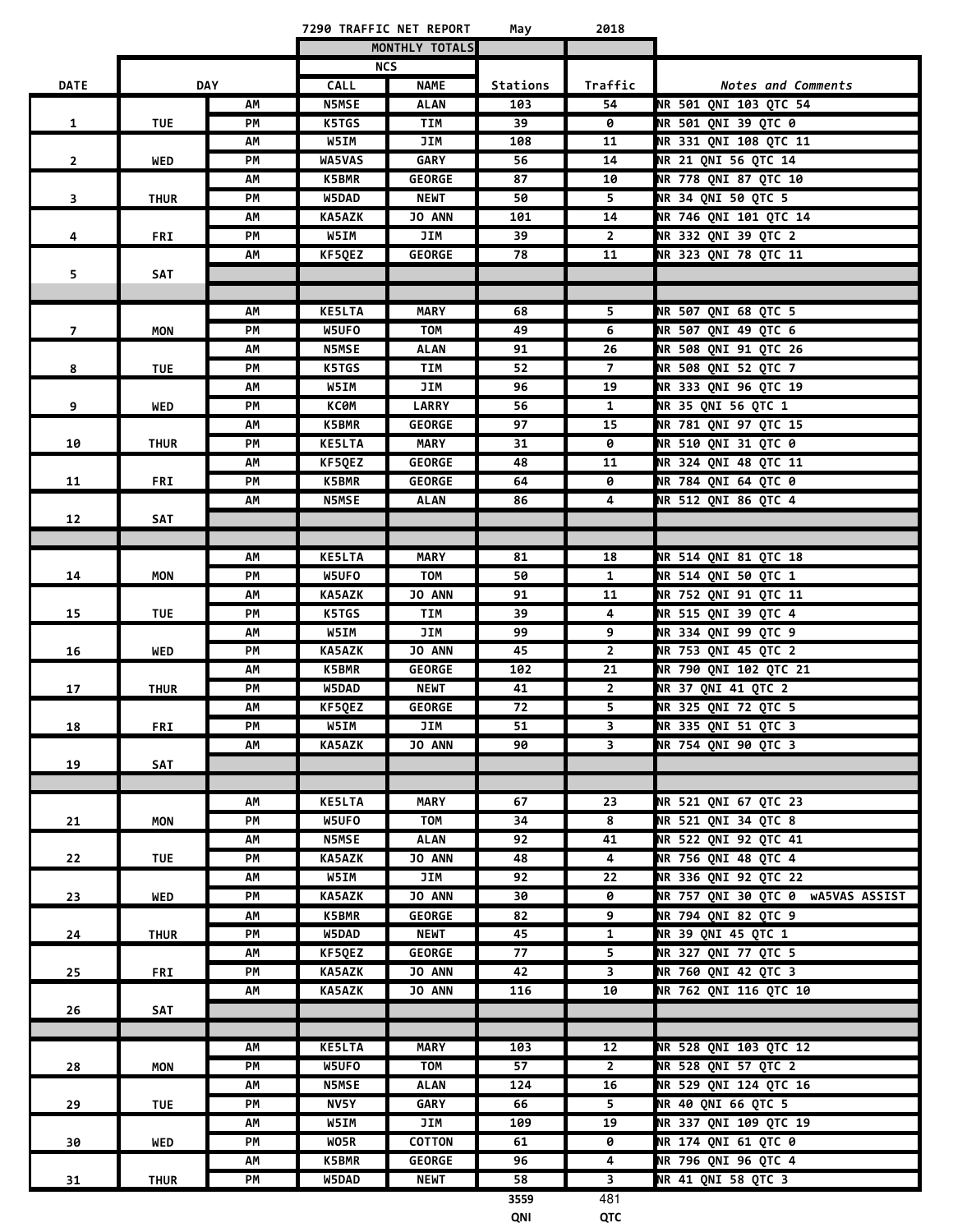7290 TRAFFIC NET REPORT May 2018

| DATE | DAY | | NCS CALL | NCS NAME | Stations | Traffic | Notes and Comments |
|---|---|---|---|---|---|---|---|
| | | | MONTHLY TOTALS | | | | |
| 1 | TUE | AM | N5MSE | ALAN | 103 | 54 | NR 501 QNI 103 QTC 54 |
| | | PM | K5TGS | TIM | 39 | 0 | NR 501 QNI 39 QTC 0 |
| 2 | WED | AM | W5IM | JIM | 108 | 11 | NR 331 QNI 108 QTC 11 |
| | | PM | WA5VAS | GARY | 56 | 14 | NR 21 QNI 56 QTC 14 |
| 3 | THUR | AM | K5BMR | GEORGE | 87 | 10 | NR 778 QNI 87 QTC 10 |
| | | PM | W5DAD | NEWT | 50 | 5 | NR 34 QNI 50 QTC 5 |
| 4 | FRI | AM | KA5AZK | JO ANN | 101 | 14 | NR 746 QNI 101 QTC 14 |
| | | PM | W5IM | JIM | 39 | 2 | NR 332 QNI 39 QTC 2 |
| 5 | SAT | AM | KF5QEZ | GEORGE | 78 | 11 | NR 323 QNI 78 QTC 11 |
| | | | | | | | |
| 7 | MON | AM | KE5LTA | MARY | 68 | 5 | NR 507 QNI 68 QTC 5 |
| | | PM | W5UFO | TOM | 49 | 6 | NR 507 QNI 49 QTC 6 |
| 8 | TUE | AM | N5MSE | ALAN | 91 | 26 | NR 508 QNI 91 QTC 26 |
| | | PM | K5TGS | TIM | 52 | 7 | NR 508 QNI 52 QTC 7 |
| 9 | WED | AM | W5IM | JIM | 96 | 19 | NR 333 QNI 96 QTC 19 |
| | | PM | KC0M | LARRY | 56 | 1 | NR 35 QNI 56 QTC 1 |
| 10 | THUR | AM | K5BMR | GEORGE | 97 | 15 | NR 781 QNI 97 QTC 15 |
| | | PM | KE5LTA | MARY | 31 | 0 | NR 510 QNI 31 QTC 0 |
| 11 | FRI | AM | KF5QEZ | GEORGE | 48 | 11 | NR 324 QNI 48 QTC 11 |
| | | PM | K5BMR | GEORGE | 64 | 0 | NR 784 QNI 64 QTC 0 |
| 12 | SAT | AM | N5MSE | ALAN | 86 | 4 | NR 512 QNI 86 QTC 4 |
| | | | | | | | |
| 14 | MON | AM | KE5LTA | MARY | 81 | 18 | NR 514 QNI 81 QTC 18 |
| | | PM | W5UFO | TOM | 50 | 1 | NR 514 QNI 50 QTC 1 |
| 15 | TUE | AM | KA5AZK | JO ANN | 91 | 11 | NR 752 QNI 91 QTC 11 |
| | | PM | K5TGS | TIM | 39 | 4 | NR 515 QNI 39 QTC 4 |
| 16 | WED | AM | W5IM | JIM | 99 | 9 | NR 334 QNI 99 QTC 9 |
| | | PM | KA5AZK | JO ANN | 45 | 2 | NR 753 QNI 45 QTC 2 |
| 17 | THUR | AM | K5BMR | GEORGE | 102 | 21 | NR 790 QNI 102 QTC 21 |
| | | PM | W5DAD | NEWT | 41 | 2 | NR 37 QNI 41 QTC 2 |
| 18 | FRI | AM | KF5QEZ | GEORGE | 72 | 5 | NR 325 QNI 72 QTC 5 |
| | | PM | W5IM | JIM | 51 | 3 | NR 335 QNI 51 QTC 3 |
| 19 | SAT | AM | KA5AZK | JO ANN | 90 | 3 | NR 754 QNI 90 QTC 3 |
| | | | | | | | |
| 21 | MON | AM | KE5LTA | MARY | 67 | 23 | NR 521 QNI 67 QTC 23 |
| | | PM | W5UFO | TOM | 34 | 8 | NR 521 QNI 34 QTC 8 |
| 22 | TUE | AM | N5MSE | ALAN | 92 | 41 | NR 522 QNI 92 QTC 41 |
| | | PM | KA5AZK | JO ANN | 48 | 4 | NR 756 QNI 48 QTC 4 |
| 23 | WED | AM | W5IM | JIM | 92 | 22 | NR 336 QNI 92 QTC 22 |
| | | PM | KA5AZK | JO ANN | 30 | 0 | NR 757 QNI 30 QTC 0 wA5VAS ASSIST |
| 24 | THUR | AM | K5BMR | GEORGE | 82 | 9 | NR 794 QNI 82 QTC 9 |
| | | PM | W5DAD | NEWT | 45 | 1 | NR 39 QNI 45 QTC 1 |
| 25 | FRI | AM | KF5QEZ | GEORGE | 77 | 5 | NR 327 QNI 77 QTC 5 |
| | | PM | KA5AZK | JO ANN | 42 | 3 | NR 760 QNI 42 QTC 3 |
| 26 | SAT | AM | KA5AZK | JO ANN | 116 | 10 | NR 762 QNI 116 QTC 10 |
| | | | | | | | |
| 28 | MON | AM | KE5LTA | MARY | 103 | 12 | NR 528 QNI 103 QTC 12 |
| | | PM | W5UFO | TOM | 57 | 2 | NR 528 QNI 57 QTC 2 |
| 29 | TUE | AM | N5MSE | ALAN | 124 | 16 | NR 529 QNI 124 QTC 16 |
| | | PM | NV5Y | GARY | 66 | 5 | NR 40 QNI 66 QTC 5 |
| 30 | WED | AM | W5IM | JIM | 109 | 19 | NR 337 QNI 109 QTC 19 |
| | | PM | WO5R | COTTON | 61 | 0 | NR 174 QNI 61 QTC 0 |
| 31 | THUR | AM | K5BMR | GEORGE | 96 | 4 | NR 796 QNI 96 QTC 4 |
| | | PM | W5DAD | NEWT | 58 | 3 | NR 41 QNI 58 QTC 3 |
| | | | | | 3559 QNI | 481 QTC | |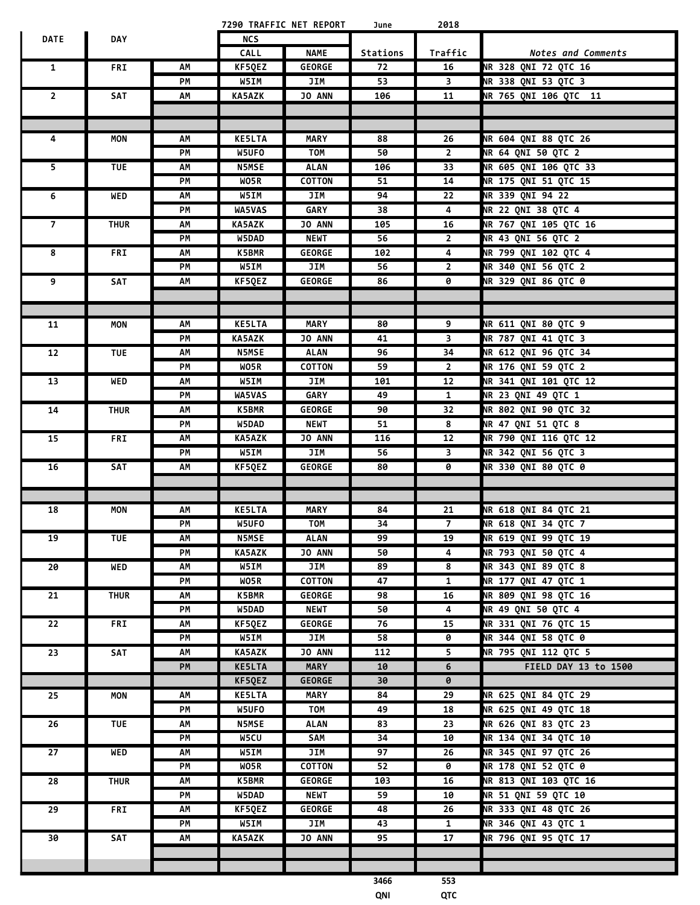7290 TRAFFIC NET REPORT June 2018

| DATE | DAY | | NCS CALL | NAME | Stations | Traffic | *Notes and Comments* |
|---|---|---|---|---|---|---|---|
| 1 | FRI | AM | KF5QEZ | GEORGE | 72 | 16 | NR 328 QNI 72 QTC 16 |
| | | PM | W5IM | JIM | 53 | 3 | NR 338 QNI 53 QTC 3 |
| 2 | SAT | AM | KA5AZK | JO ANN | 106 | 11 | NR 765 QNI 106 QTC 11 |
| | | | | | | | |
| | | | | | | | |
| 4 | MON | AM | KE5LTA | MARY | 88 | 26 | NR 604 QNI 88 QTC 26 |
| | | PM | W5UFO | TOM | 50 | 2 | NR 64 QNI 50 QTC 2 |
| 5 | TUE | AM | N5MSE | ALAN | 106 | 33 | NR 605 QNI 106 QTC 33 |
| | | PM | WO5R | COTTON | 51 | 14 | NR 175 QNI 51 QTC 15 |
| 6 | WED | AM | W5IM | JIM | 94 | 22 | NR 339 QNI 94 22 |
| | | PM | WA5VAS | GARY | 38 | 4 | NR 22 QNI 38 QTC 4 |
| 7 | THUR | AM | KA5AZK | JO ANN | 105 | 16 | NR 767 QNI 105 QTC 16 |
| | | PM | W5DAD | NEWT | 56 | 2 | NR 43 QNI 56 QTC 2 |
| 8 | FRI | AM | K5BMR | GEORGE | 102 | 4 | NR 799 QNI 102 QTC 4 |
| | | PM | W5IM | JIM | 56 | 2 | NR 340 QNI 56 QTC 2 |
| 9 | SAT | AM | KF5QEZ | GEORGE | 86 | 0 | NR 329 QNI 86 QTC 0 |
| | | | | | | | |
| | | | | | | | |
| 11 | MON | AM | KE5LTA | MARY | 80 | 9 | NR 611 QNI 80 QTC 9 |
| | | PM | KA5AZK | JO ANN | 41 | 3 | NR 787 QNI 41 QTC 3 |
| 12 | TUE | AM | N5MSE | ALAN | 96 | 34 | NR 612 QNI 96 QTC 34 |
| | | PM | WO5R | COTTON | 59 | 2 | NR 176 QNI 59 QTC 2 |
| 13 | WED | AM | W5IM | JIM | 101 | 12 | NR 341 QNI 101 QTC 12 |
| | | PM | WA5VAS | GARY | 49 | 1 | NR 23 QNI 49 QTC 1 |
| 14 | THUR | AM | K5BMR | GEORGE | 90 | 32 | NR 802 QNI 90 QTC 32 |
| | | PM | W5DAD | NEWT | 51 | 8 | NR 47 QNI 51 QTC 8 |
| 15 | FRI | AM | KA5AZK | JO ANN | 116 | 12 | NR 790 QNI 116 QTC 12 |
| | | PM | W5IM | JIM | 56 | 3 | NR 342 QNI 56 QTC 3 |
| 16 | SAT | AM | KF5QEZ | GEORGE | 80 | 0 | NR 330 QNI 80 QTC 0 |
| | | | | | | | |
| | | | | | | | |
| 18 | MON | AM | KE5LTA | MARY | 84 | 21 | NR 618 QNI 84 QTC 21 |
| | | PM | W5UFO | TOM | 34 | 7 | NR 618 QNI 34 QTC 7 |
| 19 | TUE | AM | N5MSE | ALAN | 99 | 19 | NR 619 QNI 99 QTC 19 |
| | | PM | KA5AZK | JO ANN | 50 | 4 | NR 793 QNI 50 QTC 4 |
| 20 | WED | AM | W5IM | JIM | 89 | 8 | NR 343 QNI 89 QTC 8 |
| | | PM | WO5R | COTTON | 47 | 1 | NR 177 QNI 47 QTC 1 |
| 21 | THUR | AM | K5BMR | GEORGE | 98 | 16 | NR 809 QNI 98 QTC 16 |
| | | PM | W5DAD | NEWT | 50 | 4 | NR 49 QNI 50 QTC 4 |
| 22 | FRI | AM | KF5QEZ | GEORGE | 76 | 15 | NR 331 QNI 76 QTC 15 |
| | | PM | W5IM | JIM | 58 | 0 | NR 344 QNI 58 QTC 0 |
| 23 | SAT | AM | KA5AZK | JO ANN | 112 | 5 | NR 795 QNI 112 QTC 5 |
| | | PM | KE5LTA | MARY | 10 | 6 | FIELD DAY 13 to 1500 |
| | | | KF5QEZ | GEORGE | 30 | 0 | |
| 25 | MON | AM | KE5LTA | MARY | 84 | 29 | NR 625 QNI 84 QTC 29 |
| | | PM | W5UFO | TOM | 49 | 18 | NR 625 QNI 49 QTC 18 |
| 26 | TUE | AM | N5MSE | ALAN | 83 | 23 | NR 626 QNI 83 QTC 23 |
| | | PM | W5CU | SAM | 34 | 10 | NR 134 QNI 34 QTC 10 |
| 27 | WED | AM | W5IM | JIM | 97 | 26 | NR 345 QNI 97 QTC 26 |
| | | PM | WO5R | COTTON | 52 | 0 | NR 178 QNI 52 QTC 0 |
| 28 | THUR | AM | K5BMR | GEORGE | 103 | 16 | NR 813 QNI 103 QTC 16 |
| | | PM | W5DAD | NEWT | 59 | 10 | NR 51 QNI 59 QTC 10 |
| 29 | FRI | AM | KF5QEZ | GEORGE | 48 | 26 | NR 333 QNI 48 QTC 26 |
| | | PM | W5IM | JIM | 43 | 1 | NR 346 QNI 43 QTC 1 |
| 30 | SAT | AM | KA5AZK | JO ANN | 95 | 17 | NR 796 QNI 95 QTC 17 |
| | | | | | | | |
| | | | | | | | |
| | | | | | 3466 | 553 | |
| | | | | | QNI | QTC | |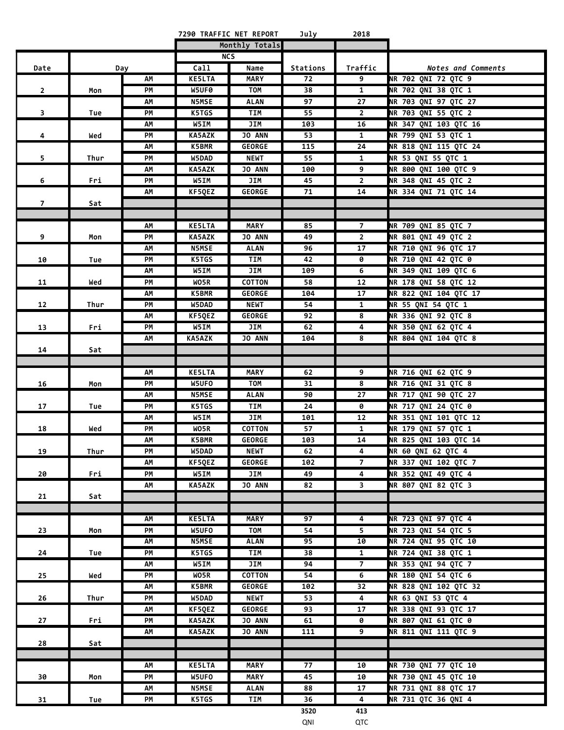7290 TRAFFIC NET REPORT July 2018

| Date | Day | | Call | Name | Stations | Traffic | Notes and Comments |
|---|---|---|---|---|---|---|---|
| | | | Monthly Totals | | | | |
| | | | NCS | | | | |
| 2 | Mon | AM | KE5LTA | MARY | 72 | 9 | NR 702 QNI 72 QTC 9 |
| | | PM | W5UF0 | TOM | 38 | 1 | NR 702 QNI 38 QTC 1 |
| 3 | Tue | AM | N5MSE | ALAN | 97 | 27 | NR 703 QNI 97 QTC 27 |
| | | PM | K5TGS | TIM | 55 | 2 | NR 703 QNI 55 QTC 2 |
| 4 | Wed | AM | W5IM | JIM | 103 | 16 | NR 347 QNI 103 QTC 16 |
| | | PM | KA5AZK | JO ANN | 53 | 1 | NR 799 QNI 53 QTC 1 |
| 5 | Thur | AM | K5BMR | GEORGE | 115 | 24 | NR 818 QNI 115 QTC 24 |
| | | PM | W5DAD | NEWT | 55 | 1 | NR 53 QNI 55 QTC 1 |
| 6 | Fri | AM | KA5AZK | JO ANN | 100 | 9 | NR 800 QNI 100 QTC 9 |
| | | PM | W5IM | JIM | 45 | 2 | NR 348 QNI 45 QTC 2 |
| 7 | Sat | AM | KF5QEZ | GEORGE | 71 | 14 | NR 334 QNI 71 QTC 14 |
| | | | | | | | |
| 9 | Mon | AM | KE5LTA | MARY | 85 | 7 | NR 709 QNI 85 QTC 7 |
| | | PM | KA5AZK | JO ANN | 49 | 2 | NR 801 QNI 49 QTC 2 |
| 10 | Tue | AM | N5MSE | ALAN | 96 | 17 | NR 710 QNI 96 QTC 17 |
| | | PM | K5TGS | TIM | 42 | 0 | NR 710 QNI 42 QTC 0 |
| 11 | Wed | AM | W5IM | JIM | 109 | 6 | NR 349 QNI 109 QTC 6 |
| | | PM | WO5R | COTTON | 58 | 12 | NR 178 QNI 58 QTC 12 |
| 12 | Thur | AM | K5BMR | GEORGE | 104 | 17 | NR 822 QNI 104 QTC 17 |
| | | PM | W5DAD | NEWT | 54 | 1 | NR 55 QNI 54 QTC 1 |
| 13 | Fri | AM | KF5QEZ | GEORGE | 92 | 8 | NR 336 QNI 92 QTC 8 |
| | | PM | W5IM | JIM | 62 | 4 | NR 350 QNI 62 QTC 4 |
| 14 | Sat | AM | KA5AZK | JO ANN | 104 | 8 | NR 804 QNI 104 QTC 8 |
| | | | | | | | |
| 16 | Mon | AM | KE5LTA | MARY | 62 | 9 | NR 716 QNI 62 QTC 9 |
| | | PM | W5UFO | TOM | 31 | 8 | NR 716 QNI 31 QTC 8 |
| 17 | Tue | AM | N5MSE | ALAN | 90 | 27 | NR 717 QNI 90 QTC 27 |
| | | PM | K5TGS | TIM | 24 | 0 | NR 717 QNI 24 QTC 0 |
| 18 | Wed | AM | W5IM | JIM | 101 | 12 | NR 351 QNI 101 QTC 12 |
| | | PM | WO5R | COTTON | 57 | 1 | NR 179 QNI 57 QTC 1 |
| 19 | Thur | AM | K5BMR | GEORGE | 103 | 14 | NR 825 QNI 103 QTC 14 |
| | | PM | W5DAD | NEWT | 62 | 4 | NR 60 QNI 62 QTC 4 |
| 20 | Fri | AM | KF5QEZ | GEORGE | 102 | 7 | NR 337 QNI 102 QTC 7 |
| | | PM | W5IM | JIM | 49 | 4 | NR 352 QNI 49 QTC 4 |
| 21 | Sat | AM | KA5AZK | JO ANN | 82 | 3 | NR 807 QNI 82 QTC 3 |
| | | | | | | | |
| 23 | Mon | AM | KE5LTA | MARY | 97 | 4 | NR 723 QNI 97 QTC 4 |
| | | PM | W5UFO | TOM | 54 | 5 | NR 723 QNI 54 QTC 5 |
| 24 | Tue | AM | N5MSE | ALAN | 95 | 10 | NR 724 QNI 95 QTC 10 |
| | | PM | K5TGS | TIM | 38 | 1 | NR 724 QNI 38 QTC 1 |
| 25 | Wed | AM | W5IM | JIM | 94 | 7 | NR 353 QNI 94 QTC 7 |
| | | PM | WO5R | COTTON | 54 | 6 | NR 180 QNI 54 QTC 6 |
| 26 | Thur | AM | K5BMR | GEORGE | 102 | 32 | NR 828 QNI 102 QTC 32 |
| | | PM | W5DAD | NEWT | 53 | 4 | NR 63 QNI 53 QTC 4 |
| 27 | Fri | AM | KF5QEZ | GEORGE | 93 | 17 | NR 338 QNI 93 QTC 17 |
| | | PM | KA5AZK | JO ANN | 61 | 0 | NR 807 QNI 61 QTC 0 |
| 28 | Sat | AM | KA5AZK | JO ANN | 111 | 9 | NR 811 QNI 111 QTC 9 |
| | | | | | | | |
| 30 | Mon | AM | KE5LTA | MARY | 77 | 10 | NR 730 QNI 77 QTC 10 |
| | | PM | W5UFO | MARY | 45 | 10 | NR 730 QNI 45 QTC 10 |
| 31 | Tue | AM | N5MSE | ALAN | 88 | 17 | NR 731 QNI 88 QTC 17 |
| | | PM | K5TGS | TIM | 36 | 4 | NR 731 QTC 36 QNI 4 |
| | | | | | 3520 | 413 | |
| | | | | | QNI | QTC | |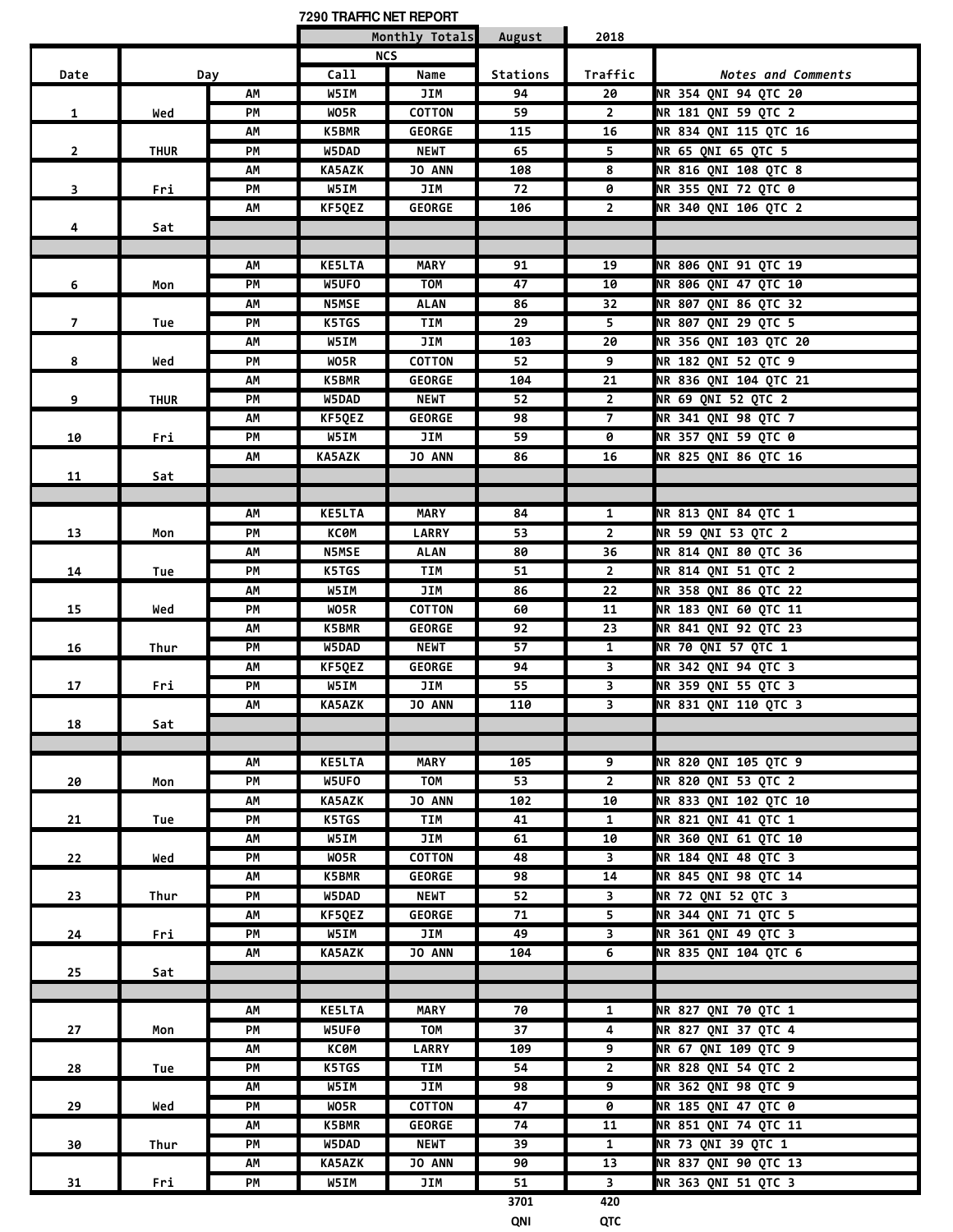# 7290 TRAFFIC NET REPORT

| Date | Day | | NCS Call | NCS Name | Stations | Traffic | Notes and Comments |
|---|---|---|---|---|---|---|---|
| | | | Monthly Totals | | August | 2018 | |
| 1 | Wed | AM | W5IM | JIM | 94 | 20 | NR 354 QNI 94 QTC 20 |
| | | PM | WO5R | COTTON | 59 | 2 | NR 181 QNI 59 QTC 2 |
| 2 | THUR | AM | K5BMR | GEORGE | 115 | 16 | NR 834 QNI 115 QTC 16 |
| | | PM | W5DAD | NEWT | 65 | 5 | NR 65 QNI 65 QTC 5 |
| 3 | Fri | AM | KA5AZK | JO ANN | 108 | 8 | NR 816 QNI 108 QTC 8 |
| | | PM | W5IM | JIM | 72 | 0 | NR 355 QNI 72 QTC 0 |
| 4 | Sat | AM | KF5QEZ | GEORGE | 106 | 2 | NR 340 QNI 106 QTC 2 |
| 6 | Mon | AM | KE5LTA | MARY | 91 | 19 | NR 806 QNI 91 QTC 19 |
| | | PM | W5UFO | TOM | 47 | 10 | NR 806 QNI 47 QTC 10 |
| 7 | Tue | AM | N5MSE | ALAN | 86 | 32 | NR 807 QNI 86 QTC 32 |
| | | PM | K5TGS | TIM | 29 | 5 | NR 807 QNI 29 QTC 5 |
| 8 | Wed | AM | W5IM | JIM | 103 | 20 | NR 356 QNI 103 QTC 20 |
| | | PM | WO5R | COTTON | 52 | 9 | NR 182 QNI 52 QTC 9 |
| 9 | THUR | AM | K5BMR | GEORGE | 104 | 21 | NR 836 QNI 104 QTC 21 |
| | | PM | W5DAD | NEWT | 52 | 2 | NR 69 QNI 52 QTC 2 |
| 10 | Fri | AM | KF5QEZ | GEORGE | 98 | 7 | NR 341 QNI 98 QTC 7 |
| | | PM | W5IM | JIM | 59 | 0 | NR 357 QNI 59 QTC 0 |
| 11 | Sat | AM | KA5AZK | JO ANN | 86 | 16 | NR 825 QNI 86 QTC 16 |
| 13 | Mon | AM | KE5LTA | MARY | 84 | 1 | NR 813 QNI 84 QTC 1 |
| | | PM | KC0M | LARRY | 53 | 2 | NR 59 QNI 53 QTC 2 |
| 14 | Tue | AM | N5MSE | ALAN | 80 | 36 | NR 814 QNI 80 QTC 36 |
| | | PM | K5TGS | TIM | 51 | 2 | NR 814 QNI 51 QTC 2 |
| 15 | Wed | AM | W5IM | JIM | 86 | 22 | NR 358 QNI 86 QTC 22 |
| | | PM | WO5R | COTTON | 60 | 11 | NR 183 QNI 60 QTC 11 |
| 16 | Thur | AM | K5BMR | GEORGE | 92 | 23 | NR 841 QNI 92 QTC 23 |
| | | PM | W5DAD | NEWT | 57 | 1 | NR 70 QNI 57 QTC 1 |
| 17 | Fri | AM | KF5QEZ | GEORGE | 94 | 3 | NR 342 QNI 94 QTC 3 |
| | | PM | W5IM | JIM | 55 | 3 | NR 359 QNI 55 QTC 3 |
| 18 | Sat | AM | KA5AZK | JO ANN | 110 | 3 | NR 831 QNI 110 QTC 3 |
| 20 | Mon | AM | KE5LTA | MARY | 105 | 9 | NR 820 QNI 105 QTC 9 |
| | | PM | W5UFO | TOM | 53 | 2 | NR 820 QNI 53 QTC 2 |
| 21 | Tue | AM | KA5AZK | JO ANN | 102 | 10 | NR 833 QNI 102 QTC 10 |
| | | PM | K5TGS | TIM | 41 | 1 | NR 821 QNI 41 QTC 1 |
| 22 | Wed | AM | W5IM | JIM | 61 | 10 | NR 360 QNI 61 QTC 10 |
| | | PM | WO5R | COTTON | 48 | 3 | NR 184 QNI 48 QTC 3 |
| 23 | Thur | AM | K5BMR | GEORGE | 98 | 14 | NR 845 QNI 98 QTC 14 |
| | | PM | W5DAD | NEWT | 52 | 3 | NR 72 QNI 52 QTC 3 |
| 24 | Fri | AM | KF5QEZ | GEORGE | 71 | 5 | NR 344 QNI 71 QTC 5 |
| | | PM | W5IM | JIM | 49 | 3 | NR 361 QNI 49 QTC 3 |
| 25 | Sat | AM | KA5AZK | JO ANN | 104 | 6 | NR 835 QNI 104 QTC 6 |
| 27 | Mon | AM | KE5LTA | MARY | 70 | 1 | NR 827 QNI 70 QTC 1 |
| | | PM | W5UF0 | TOM | 37 | 4 | NR 827 QNI 37 QTC 4 |
| 28 | Tue | AM | KC0M | LARRY | 109 | 9 | NR 67 QNI 109 QTC 9 |
| | | PM | K5TGS | TIM | 54 | 2 | NR 828 QNI 54 QTC 2 |
| 29 | Wed | AM | W5IM | JIM | 98 | 9 | NR 362 QNI 98 QTC 9 |
| | | PM | WO5R | COTTON | 47 | 0 | NR 185 QNI 47 QTC 0 |
| 30 | Thur | AM | K5BMR | GEORGE | 74 | 11 | NR 851 QNI 74 QTC 11 |
| | | PM | W5DAD | NEWT | 39 | 1 | NR 73 QNI 39 QTC 1 |
| 31 | Fri | AM | KA5AZK | JO ANN | 90 | 13 | NR 837 QNI 90 QTC 13 |
| | | PM | W5IM | JIM | 51 | 3 | NR 363 QNI 51 QTC 3 |
| | | | | | 3701 QNI | 420 QTC | |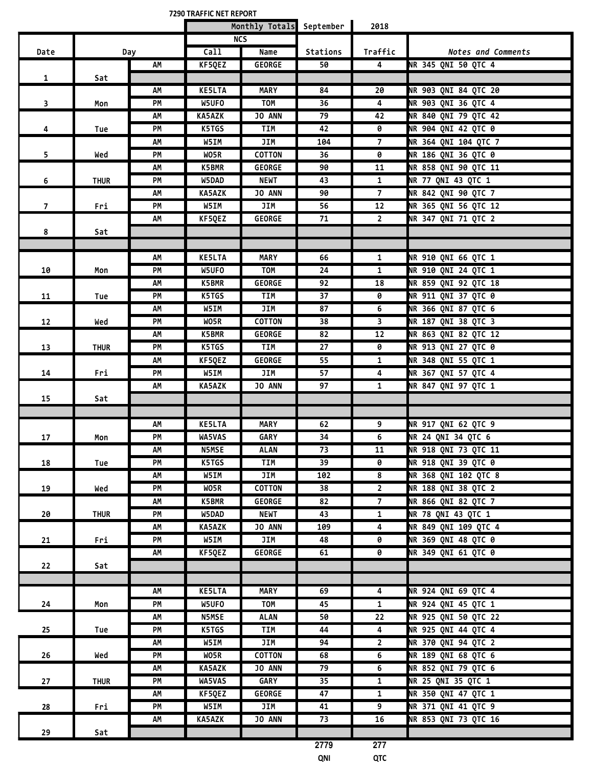**7290 TRAFFIC NET REPORT**

| Date | Day | | Call | Name | Stations | Traffic | Notes and Comments |
|---|---|---|---|---|---|---|---|
| | | | Monthly Totals | | September | 2018 | |
| | | | NCS | | | | |
| Date | Day | | Call | Name | Stations | Traffic | *Notes and Comments* |
| 1 | Sat | AM | KF5QEZ | GEORGE | 50 | 4 | NR 345 QNI 50 QTC 4 |
| | | | | | | | |
| 3 | Mon | AM | KE5LTA | MARY | 84 | 20 | NR 903 QNI 84 QTC 20 |
| | | PM | W5UFO | TOM | 36 | 4 | NR 903 QNI 36 QTC 4 |
| 4 | Tue | AM | KA5AZK | JO ANN | 79 | 42 | NR 840 QNI 79 QTC 42 |
| | | PM | K5TGS | TIM | 42 | 0 | NR 904 QNI 42 QTC 0 |
| 5 | Wed | AM | W5IM | JIM | 104 | 7 | NR 364 QNI 104 QTC 7 |
| | | PM | WO5R | COTTON | 36 | 0 | NR 186 QNI 36 QTC 0 |
| 6 | THUR | AM | K5BMR | GEORGE | 90 | 11 | NR 858 QNI 90 QTC 11 |
| | | PM | W5DAD | NEWT | 43 | 1 | NR 77 QNI 43 QTC 1 |
| 7 | Fri | AM | KA5AZK | JO ANN | 90 | 7 | NR 842 QNI 90 QTC 7 |
| | | PM | W5IM | JIM | 56 | 12 | NR 365 QNI 56 QTC 12 |
| 8 | Sat | AM | KF5QEZ | GEORGE | 71 | 2 | NR 347 QNI 71 QTC 2 |
| | | | | | | | |
| 10 | Mon | AM | KE5LTA | MARY | 66 | 1 | NR 910 QNI 66 QTC 1 |
| | | PM | W5UFO | TOM | 24 | 1 | NR 910 QNI 24 QTC 1 |
| 11 | Tue | AM | K5BMR | GEORGE | 92 | 18 | NR 859 QNI 92 QTC 18 |
| | | PM | K5TGS | TIM | 37 | 0 | NR 911 QNI 37 QTC 0 |
| 12 | Wed | AM | W5IM | JIM | 87 | 6 | NR 366 QNI 87 QTC 6 |
| | | PM | WO5R | COTTON | 38 | 3 | NR 187 QNI 38 QTC 3 |
| 13 | THUR | AM | K5BMR | GEORGE | 82 | 12 | NR 863 QNI 82 QTC 12 |
| | | PM | K5TGS | TIM | 27 | 0 | NR 913 QNI 27 QTC 0 |
| 14 | Fri | AM | KF5QEZ | GEORGE | 55 | 1 | NR 348 QNI 55 QTC 1 |
| | | PM | W5IM | JIM | 57 | 4 | NR 367 QNI 57 QTC 4 |
| 15 | Sat | AM | KA5AZK | JO ANN | 97 | 1 | NR 847 QNI 97 QTC 1 |
| | | | | | | | |
| 17 | Mon | AM | KE5LTA | MARY | 62 | 9 | NR 917 QNI 62 QTC 9 |
| | | PM | WA5VAS | GARY | 34 | 6 | NR 24 QNI 34 QTC 6 |
| 18 | Tue | AM | N5MSE | ALAN | 73 | 11 | NR 918 QNI 73 QTC 11 |
| | | PM | K5TGS | TIM | 39 | 0 | NR 918 QNI 39 QTC 0 |
| 19 | Wed | AM | W5IM | JIM | 102 | 8 | NR 368 QNI 102 QTC 8 |
| | | PM | WO5R | COTTON | 38 | 2 | NR 188 QNI 38 QTC 2 |
| 20 | THUR | AM | K5BMR | GEORGE | 82 | 7 | NR 866 QNI 82 QTC 7 |
| | | PM | W5DAD | NEWT | 43 | 1 | NR 78 QNI 43 QTC 1 |
| 21 | Fri | AM | KA5AZK | JO ANN | 109 | 4 | NR 849 QNI 109 QTC 4 |
| | | PM | W5IM | JIM | 48 | 0 | NR 369 QNI 48 QTC 0 |
| 22 | Sat | AM | KF5QEZ | GEORGE | 61 | 0 | NR 349 QNI 61 QTC 0 |
| | | | | | | | |
| 24 | Mon | AM | KE5LTA | MARY | 69 | 4 | NR 924 QNI 69 QTC 4 |
| | | PM | W5UFO | TOM | 45 | 1 | NR 924 QNI 45 QTC 1 |
| 25 | Tue | AM | N5MSE | ALAN | 50 | 22 | NR 925 QNI 50 QTC 22 |
| | | PM | K5TGS | TIM | 44 | 4 | NR 925 QNI 44 QTC 4 |
| 26 | Wed | AM | W5IM | JIM | 94 | 2 | NR 370 QNI 94 QTC 2 |
| | | PM | WO5R | COTTON | 68 | 6 | NR 189 QNI 68 QTC 6 |
| 27 | THUR | AM | KA5AZK | JO ANN | 79 | 6 | NR 852 QNI 79 QTC 6 |
| | | PM | WA5VAS | GARY | 35 | 1 | NR 25 QNI 35 QTC 1 |
| 28 | Fri | AM | KF5QEZ | GEORGE | 47 | 1 | NR 350 QNI 47 QTC 1 |
| | | PM | W5IM | JIM | 41 | 9 | NR 371 QNI 41 QTC 9 |
| 29 | Sat | AM | KA5AZK | JO ANN | 73 | 16 | NR 853 QNI 73 QTC 16 |
| | | | | | | | |
| | | | | | 2779 | 277 | |
| | | | | | QNI | QTC | |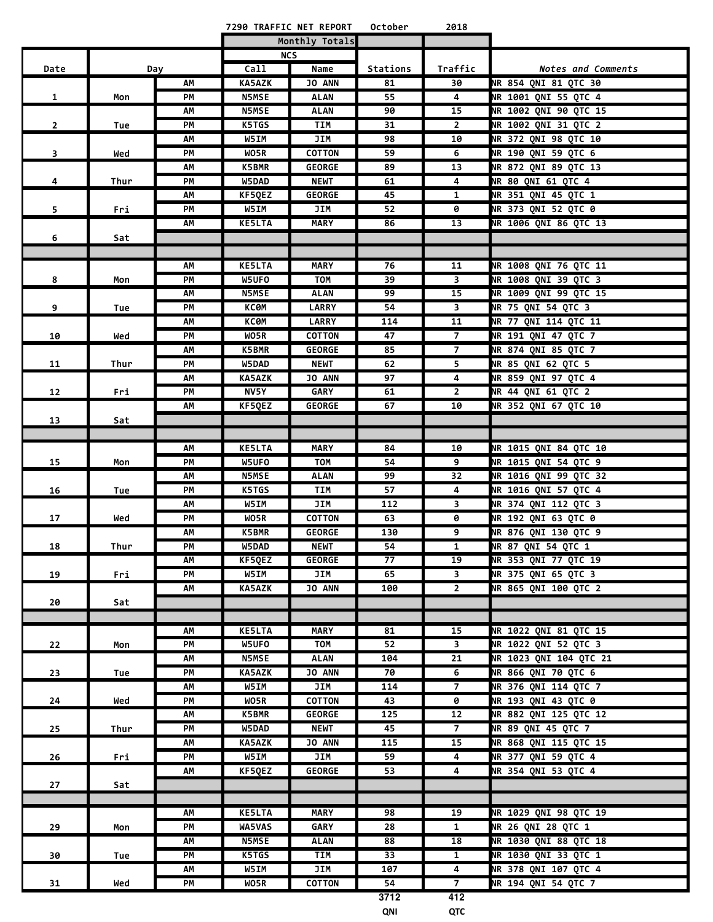7290 TRAFFIC NET REPORT October 2018

| Date | Day | | NCS Call | NCS Name | Stations | Traffic | Notes and Comments |
|---|---|---|---|---|---|---|---|
| | | | | Monthly Totals | | | |
| 1 | Mon | AM | KA5AZK | JO ANN | 81 | 30 | NR 854 QNI 81 QTC 30 |
| | | PM | N5MSE | ALAN | 55 | 4 | NR 1001 QNI 55 QTC 4 |
| 2 | Tue | AM | N5MSE | ALAN | 90 | 15 | NR 1002 QNI 90 QTC 15 |
| | | PM | K5TGS | TIM | 31 | 2 | NR 1002 QNI 31 QTC 2 |
| 3 | Wed | AM | W5IM | JIM | 98 | 10 | NR 372 QNI 98 QTC 10 |
| | | PM | WO5R | COTTON | 59 | 6 | NR 190 QNI 59 QTC 6 |
| 4 | Thur | AM | K5BMR | GEORGE | 89 | 13 | NR 872 QNI 89 QTC 13 |
| | | PM | W5DAD | NEWT | 61 | 4 | NR 80 QNI 61 QTC 4 |
| 5 | Fri | AM | KF5QEZ | GEORGE | 45 | 1 | NR 351 QNI 45 QTC 1 |
| | | PM | W5IM | JIM | 52 | 0 | NR 373 QNI 52 QTC 0 |
| 6 | Sat | AM | KE5LTA | MARY | 86 | 13 | NR 1006 QNI 86 QTC 13 |
| 8 | Mon | AM | KE5LTA | MARY | 76 | 11 | NR 1008 QNI 76 QTC 11 |
| | | PM | W5UFO | TOM | 39 | 3 | NR 1008 QNI 39 QTC 3 |
| 9 | Tue | AM | N5MSE | ALAN | 99 | 15 | NR 1009 QNI 99 QTC 15 |
| | | PM | KC0M | LARRY | 54 | 3 | NR 75 QNI 54 QTC 3 |
| 10 | Wed | AM | KC0M | LARRY | 114 | 11 | NR 77 QNI 114 QTC 11 |
| | | PM | WO5R | COTTON | 47 | 7 | NR 191 QNI 47 QTC 7 |
| 11 | Thur | AM | K5BMR | GEORGE | 85 | 7 | NR 874 QNI 85 QTC 7 |
| | | PM | W5DAD | NEWT | 62 | 5 | NR 85 QNI 62 QTC 5 |
| 12 | Fri | AM | KA5AZK | JO ANN | 97 | 4 | NR 859 QNI 97 QTC 4 |
| | | PM | NV5Y | GARY | 61 | 2 | NR 44 QNI 61 QTC 2 |
| 13 | Sat | AM | KF5QEZ | GEORGE | 67 | 10 | NR 352 QNI 67 QTC 10 |
| 15 | Mon | AM | KE5LTA | MARY | 84 | 10 | NR 1015 QNI 84 QTC 10 |
| | | PM | W5UFO | TOM | 54 | 9 | NR 1015 QNI 54 QTC 9 |
| 16 | Tue | AM | N5MSE | ALAN | 99 | 32 | NR 1016 QNI 99 QTC 32 |
| | | PM | K5TGS | TIM | 57 | 4 | NR 1016 QNI 57 QTC 4 |
| 17 | Wed | AM | W5IM | JIM | 112 | 3 | NR 374 QNI 112 QTC 3 |
| | | PM | WO5R | COTTON | 63 | 0 | NR 192 QNI 63 QTC 0 |
| 18 | Thur | AM | K5BMR | GEORGE | 130 | 9 | NR 876 QNI 130 QTC 9 |
| | | PM | W5DAD | NEWT | 54 | 1 | NR 87 QNI 54 QTC 1 |
| 19 | Fri | AM | KF5QEZ | GEORGE | 77 | 19 | NR 353 QNI 77 QTC 19 |
| | | PM | W5IM | JIM | 65 | 3 | NR 375 QNI 65 QTC 3 |
| 20 | Sat | AM | KA5AZK | JO ANN | 100 | 2 | NR 865 QNI 100 QTC 2 |
| 22 | Mon | AM | KE5LTA | MARY | 81 | 15 | NR 1022 QNI 81 QTC 15 |
| | | PM | W5UFO | TOM | 52 | 3 | NR 1022 QNI 52 QTC 3 |
| 23 | Tue | AM | N5MSE | ALAN | 104 | 21 | NR 1023 QNI 104 QTC 21 |
| | | PM | KA5AZK | JO ANN | 70 | 6 | NR 866 QNI 70 QTC 6 |
| 24 | Wed | AM | W5IM | JIM | 114 | 7 | NR 376 QNI 114 QTC 7 |
| | | PM | WO5R | COTTON | 43 | 0 | NR 193 QNI 43 QTC 0 |
| 25 | Thur | AM | K5BMR | GEORGE | 125 | 12 | NR 882 QNI 125 QTC 12 |
| | | PM | W5DAD | NEWT | 45 | 7 | NR 89 QNI 45 QTC 7 |
| 26 | Fri | AM | KA5AZK | JO ANN | 115 | 15 | NR 868 QNI 115 QTC 15 |
| | | PM | W5IM | JIM | 59 | 4 | NR 377 QNI 59 QTC 4 |
| 27 | Sat | AM | KF5QEZ | GEORGE | 53 | 4 | NR 354 QNI 53 QTC 4 |
| 29 | Mon | AM | KE5LTA | MARY | 98 | 19 | NR 1029 QNI 98 QTC 19 |
| | | PM | WA5VAS | GARY | 28 | 1 | NR 26 QNI 28 QTC 1 |
| 30 | Tue | AM | N5MSE | ALAN | 88 | 18 | NR 1030 QNI 88 QTC 18 |
| | | PM | K5TGS | TIM | 33 | 1 | NR 1030 QNI 33 QTC 1 |
| 31 | Wed | AM | W5IM | JIM | 107 | 4 | NR 378 QNI 107 QTC 4 |
| | | PM | WO5R | COTTON | 54 | 7 | NR 194 QNI 54 QTC 7 |
| | | | | | 3712 QNI | 412 QTC | |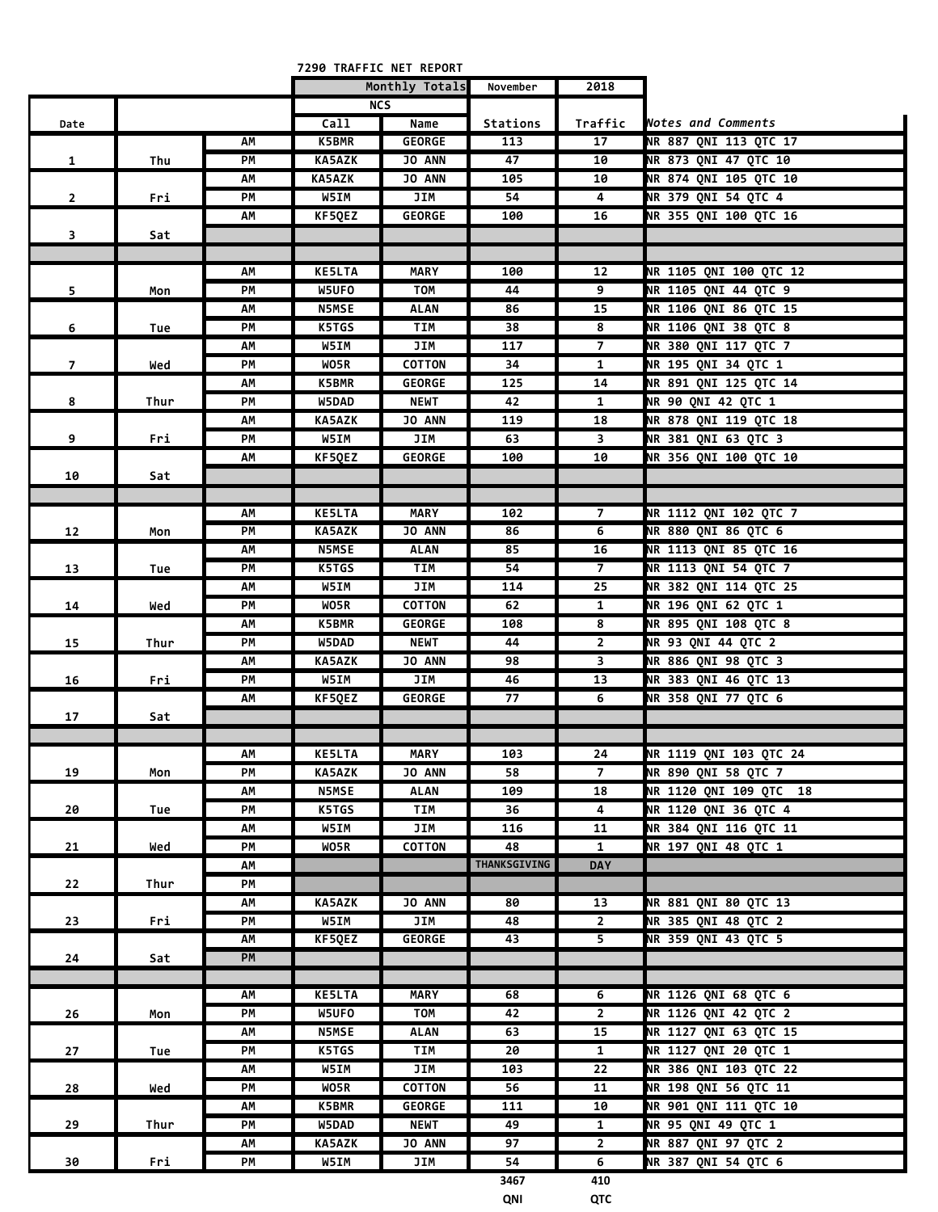7290 TRAFFIC NET REPORT

| Date | | | Call | Name | Stations | Traffic | Notes and Comments |
|---|---|---|---|---|---|---|---|
| | | | Monthly Totals | | November | 2018 | |
| | | | NCS | | | | |
| | | | Call | Name | Stations | Traffic | Notes and Comments |
| 1 | Thu | AM | K5BMR | GEORGE | 113 | 17 | NR 887 QNI 113 QTC 17 |
| | | PM | KA5AZK | JO ANN | 47 | 10 | NR 873 QNI 47 QTC 10 |
| 2 | Fri | AM | KA5AZK | JO ANN | 105 | 10 | NR 874 QNI 105 QTC 10 |
| | | PM | W5IM | JIM | 54 | 4 | NR 379 QNI 54 QTC 4 |
| 3 | Sat | AM | KF5QEZ | GEORGE | 100 | 16 | NR 355 QNI 100 QTC 16 |
| | | | | | | | |
| | | | | | | | |
| 5 | Mon | AM | KE5LTA | MARY | 100 | 12 | NR 1105 QNI 100 QTC 12 |
| | | PM | W5UFO | TOM | 44 | 9 | NR 1105 QNI 44 QTC 9 |
| 6 | Tue | AM | N5MSE | ALAN | 86 | 15 | NR 1106 QNI 86 QTC 15 |
| | | PM | K5TGS | TIM | 38 | 8 | NR 1106 QNI 38 QTC 8 |
| 7 | Wed | AM | W5IM | JIM | 117 | 7 | NR 380 QNI 117 QTC 7 |
| | | PM | WO5R | COTTON | 34 | 1 | NR 195 QNI 34 QTC 1 |
| 8 | Thur | AM | K5BMR | GEORGE | 125 | 14 | NR 891 QNI 125 QTC 14 |
| | | PM | W5DAD | NEWT | 42 | 1 | NR 90 QNI 42 QTC 1 |
| 9 | Fri | AM | KA5AZK | JO ANN | 119 | 18 | NR 878 QNI 119 QTC 18 |
| | | PM | W5IM | JIM | 63 | 3 | NR 381 QNI 63 QTC 3 |
| 10 | Sat | AM | KF5QEZ | GEORGE | 100 | 10 | NR 356 QNI 100 QTC 10 |
| | | | | | | | |
| | | | | | | | |
| 12 | Mon | AM | KE5LTA | MARY | 102 | 7 | NR 1112 QNI 102 QTC 7 |
| | | PM | KA5AZK | JO ANN | 86 | 6 | NR 880 QNI 86 QTC 6 |
| 13 | Tue | AM | N5MSE | ALAN | 85 | 16 | NR 1113 QNI 85 QTC 16 |
| | | PM | K5TGS | TIM | 54 | 7 | NR 1113 QNI 54 QTC 7 |
| 14 | Wed | AM | W5IM | JIM | 114 | 25 | NR 382 QNI 114 QTC 25 |
| | | PM | WO5R | COTTON | 62 | 1 | NR 196 QNI 62 QTC 1 |
| 15 | Thur | AM | K5BMR | GEORGE | 108 | 8 | NR 895 QNI 108 QTC 8 |
| | | PM | W5DAD | NEWT | 44 | 2 | NR 93 QNI 44 QTC 2 |
| 16 | Fri | AM | KA5AZK | JO ANN | 98 | 3 | NR 886 QNI 98 QTC 3 |
| | | PM | W5IM | JIM | 46 | 13 | NR 383 QNI 46 QTC 13 |
| 17 | Sat | AM | KF5QEZ | GEORGE | 77 | 6 | NR 358 QNI 77 QTC 6 |
| | | | | | | | |
| | | | | | | | |
| 19 | Mon | AM | KE5LTA | MARY | 103 | 24 | NR 1119 QNI 103 QTC 24 |
| | | PM | KA5AZK | JO ANN | 58 | 7 | NR 890 QNI 58 QTC 7 |
| 20 | Tue | AM | N5MSE | ALAN | 109 | 18 | NR 1120 QNI 109 QTC 18 |
| | | PM | K5TGS | TIM | 36 | 4 | NR 1120 QNI 36 QTC 4 |
| 21 | Wed | AM | W5IM | JIM | 116 | 11 | NR 384 QNI 116 QTC 11 |
| | | PM | WO5R | COTTON | 48 | 1 | NR 197 QNI 48 QTC 1 |
| 22 | Thur | AM | | | THANKSGIVING | DAY | |
| | | PM | | | | | |
| 23 | Fri | AM | KA5AZK | JO ANN | 80 | 13 | NR 881 QNI 80 QTC 13 |
| | | PM | W5IM | JIM | 48 | 2 | NR 385 QNI 48 QTC 2 |
| 24 | Sat | AM | KF5QEZ | GEORGE | 43 | 5 | NR 359 QNI 43 QTC 5 |
| | | PM | | | | | |
| | | | | | | | |
| 26 | Mon | AM | KE5LTA | MARY | 68 | 6 | NR 1126 QNI 68 QTC 6 |
| | | PM | W5UFO | TOM | 42 | 2 | NR 1126 QNI 42 QTC 2 |
| 27 | Tue | AM | N5MSE | ALAN | 63 | 15 | NR 1127 QNI 63 QTC 15 |
| | | PM | K5TGS | TIM | 20 | 1 | NR 1127 QNI 20 QTC 1 |
| 28 | Wed | AM | W5IM | JIM | 103 | 22 | NR 386 QNI 103 QTC 22 |
| | | PM | WO5R | COTTON | 56 | 11 | NR 198 QNI 56 QTC 11 |
| 29 | Thur | AM | K5BMR | GEORGE | 111 | 10 | NR 901 QNI 111 QTC 10 |
| | | PM | W5DAD | NEWT | 49 | 1 | NR 95 QNI 49 QTC 1 |
| 30 | Fri | AM | KA5AZK | JO ANN | 97 | 2 | NR 887 QNI 97 QTC 2 |
| | | PM | W5IM | JIM | 54 | 6 | NR 387 QNI 54 QTC 6 |
| | | | | | 3467 | 410 | |
| | | | | | QNI | QTC | |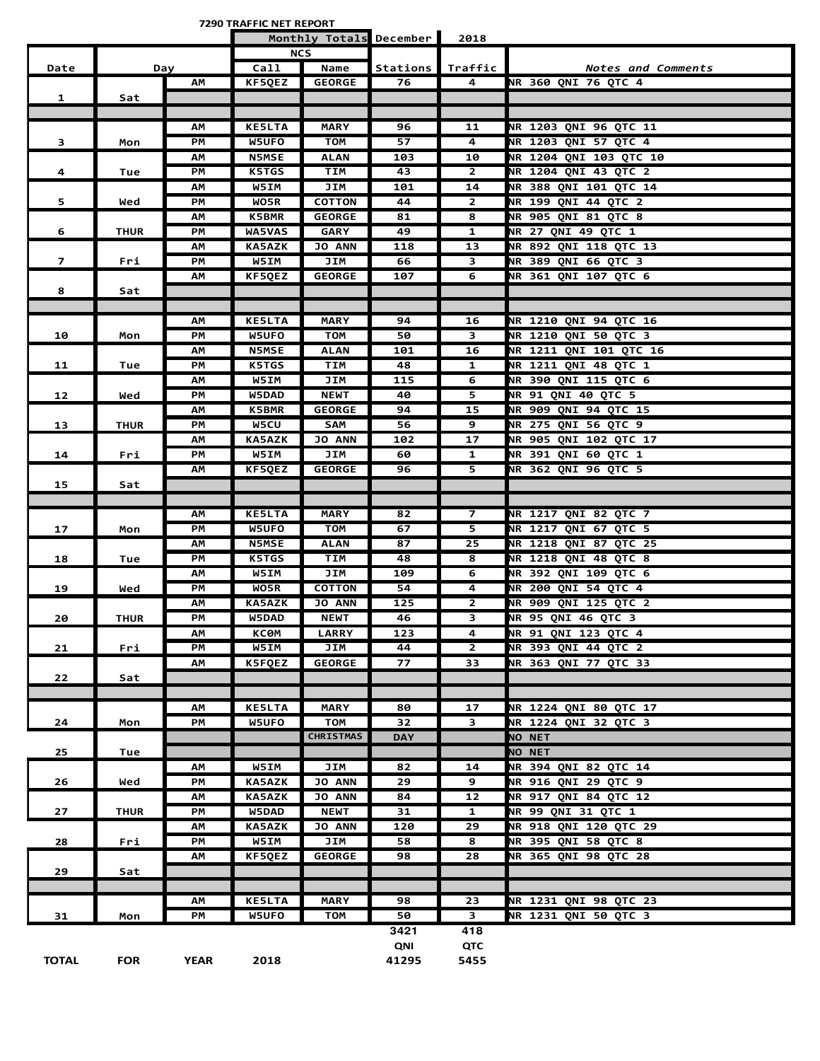# 7290 TRAFFIC NET REPORT

| | | | Monthly Totals | | December | 2018 | |
|---|---|---|---|---|---|---|---|
| | | | NCS | | | | |
| Date | Day | | Call | Name | Stations | Traffic | *Notes and Comments* |
| 1 | Sat | AM | KF5QEZ | GEORGE | 76 | 4 | NR 360 QNI 76 QTC 4 |
| | | | | | | | |
| 3 | Mon | AM | KE5LTA | MARY | 96 | 11 | NR 1203 QNI 96 QTC 11 |
| | | PM | W5UFO | TOM | 57 | 4 | NR 1203 QNI 57 QTC 4 |
| 4 | Tue | AM | N5MSE | ALAN | 103 | 10 | NR 1204 QNI 103 QTC 10 |
| | | PM | K5TGS | TIM | 43 | 2 | NR 1204 QNI 43 QTC 2 |
| 5 | Wed | AM | W5IM | JIM | 101 | 14 | NR 388 QNI 101 QTC 14 |
| | | PM | WO5R | COTTON | 44 | 2 | NR 199 QNI 44 QTC 2 |
| 6 | THUR | AM | K5BMR | GEORGE | 81 | 8 | NR 905 QNI 81 QTC 8 |
| | | PM | WA5VAS | GARY | 49 | 1 | NR 27 QNI 49 QTC 1 |
| 7 | Fri | AM | KA5AZK | JO ANN | 118 | 13 | NR 892 QNI 118 QTC 13 |
| | | PM | W5IM | JIM | 66 | 3 | NR 389 QNI 66 QTC 3 |
| 8 | Sat | AM | KF5QEZ | GEORGE | 107 | 6 | NR 361 QNI 107 QTC 6 |
| | | | | | | | |
| 10 | Mon | AM | KE5LTA | MARY | 94 | 16 | NR 1210 QNI 94 QTC 16 |
| | | PM | W5UFO | TOM | 50 | 3 | NR 1210 QNI 50 QTC 3 |
| 11 | Tue | AM | N5MSE | ALAN | 101 | 16 | NR 1211 QNI 101 QTC 16 |
| | | PM | K5TGS | TIM | 48 | 1 | NR 1211 QNI 48 QTC 1 |
| 12 | Wed | AM | W5IM | JIM | 115 | 6 | NR 390 QNI 115 QTC 6 |
| | | PM | W5DAD | NEWT | 40 | 5 | NR 91 QNI 40 QTC 5 |
| 13 | THUR | AM | K5BMR | GEORGE | 94 | 15 | NR 909 QNI 94 QTC 15 |
| | | PM | W5CU | SAM | 56 | 9 | NR 275 QNI 56 QTC 9 |
| 14 | Fri | AM | KA5AZK | JO ANN | 102 | 17 | NR 905 QNI 102 QTC 17 |
| | | PM | W5IM | JIM | 60 | 1 | NR 391 QNI 60 QTC 1 |
| 15 | Sat | AM | KF5QEZ | GEORGE | 96 | 5 | NR 362 QNI 96 QTC 5 |
| | | | | | | | |
| 17 | Mon | AM | KE5LTA | MARY | 82 | 7 | NR 1217 QNI 82 QTC 7 |
| | | PM | W5UFO | TOM | 67 | 5 | NR 1217 QNI 67 QTC 5 |
| 18 | Tue | AM | N5MSE | ALAN | 87 | 25 | NR 1218 QNI 87 QTC 25 |
| | | PM | K5TGS | TIM | 48 | 8 | NR 1218 QNI 48 QTC 8 |
| 19 | Wed | AM | W5IM | JIM | 109 | 6 | NR 392 QNI 109 QTC 6 |
| | | PM | WO5R | COTTON | 54 | 4 | NR 200 QNI 54 QTC 4 |
| 20 | THUR | AM | KA5AZK | JO ANN | 125 | 2 | NR 909 QNI 125 QTC 2 |
| | | PM | W5DAD | NEWT | 46 | 3 | NR 95 QNI 46 QTC 3 |
| 21 | Fri | AM | KC0M | LARRY | 123 | 4 | NR 91 QNI 123 QTC 4 |
| | | PM | W5IM | JIM | 44 | 2 | NR 393 QNI 44 QTC 2 |
| 22 | Sat | AM | K5FQEZ | GEORGE | 77 | 33 | NR 363 QNI 77 QTC 33 |
| | | | | | | | |
| 24 | Mon | AM | KE5LTA | MARY | 80 | 17 | NR 1224 QNI 80 QTC 17 |
| | | PM | W5UFO | TOM | 32 | 3 | NR 1224 QNI 32 QTC 3 |
| 25 | Tue | | | CHRISTMAS | DAY | | NO NET |
| | | | | | | | NO NET |
| 26 | Wed | AM | W5IM | JIM | 82 | 14 | NR 394 QNI 82 QTC 14 |
| | | PM | KA5AZK | JO ANN | 29 | 9 | NR 916 QNI 29 QTC 9 |
| 27 | THUR | AM | KA5AZK | JO ANN | 84 | 12 | NR 917 QNI 84 QTC 12 |
| | | PM | W5DAD | NEWT | 31 | 1 | NR 99 QNI 31 QTC 1 |
| 28 | Fri | AM | KA5AZK | JO ANN | 120 | 29 | NR 918 QNI 120 QTC 29 |
| | | PM | W5IM | JIM | 58 | 8 | NR 395 QNI 58 QTC 8 |
| 29 | Sat | AM | KF5QEZ | GEORGE | 98 | 28 | NR 365 QNI 98 QTC 28 |
| | | | | | | | |
| 31 | Mon | AM | KE5LTA | MARY | 98 | 23 | NR 1231 QNI 98 QTC 23 |
| | | PM | W5UFO | TOM | 50 | 3 | NR 1231 QNI 50 QTC 3 |
| | | | | | 3421 | 418 | |
| | | | | | QNI | QTC | |
| TOTAL | FOR | YEAR | 2018 | | 41295 | 5455 | |